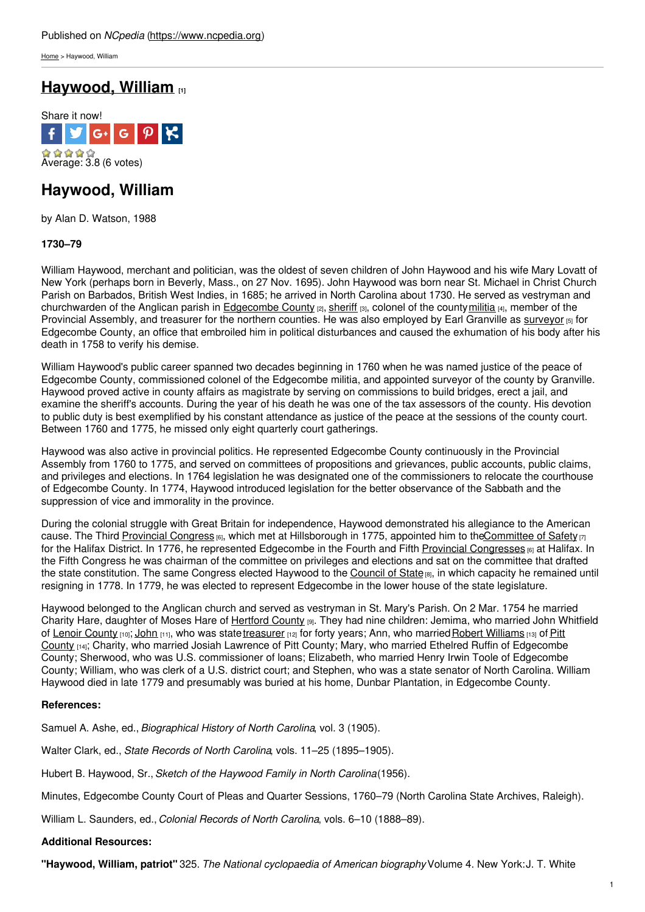Published on *NCpedia* (https://www.ncpedia.org)

Home > Haywood, William

## Haywood, William [1]

Share it now!

Average: 3.8 (6 votes)

# Haywood, William

by Alan D. Watson, 1988

**1730–79**

William Haywood, merchant and politician, was the oldest of seven children of John Haywood and his wife Mary Lovatt of New York (perhaps born in Beverly, Mass., on 27 Nov. 1695). John Haywood was born near St. Michael in Christ Church Parish on Barbados, British West Indies, in 1685; he arrived in North Carolina about 1730. He served as vestryman and churchwarden of the Anglican parish in Edgecombe County [2], sheriff [3], colonel of the county militia [4], member of the Provincial Assembly, and treasurer for the northern counties. He was also employed by Earl Granville as surveyor [5] for Edgecombe County, an office that embroiled him in political disturbances and caused the exhumation of his body after his death in 1758 to verify his demise.

William Haywood's public career spanned two decades beginning in 1760 when he was named justice of the peace of Edgecombe County, commissioned colonel of the Edgecombe militia, and appointed surveyor of the county by Granville. Haywood proved active in county affairs as magistrate by serving on commissions to build bridges, erect a jail, and examine the sheriff's accounts. During the year of his death he was one of the tax assessors of the county. His devotion to public duty is best exemplified by his constant attendance as justice of the peace at the sessions of the county court. Between 1760 and 1775, he missed only eight quarterly court gatherings.

Haywood was also active in provincial politics. He represented Edgecombe County continuously in the Provincial Assembly from 1760 to 1775, and served on committees of propositions and grievances, public accounts, public claims, and privileges and elections. In 1764 legislation he was designated one of the commissioners to relocate the courthouse of Edgecombe County. In 1774, Haywood introduced legislation for the better observance of the Sabbath and the suppression of vice and immorality in the province.

During the colonial struggle with Great Britain for independence, Haywood demonstrated his allegiance to the American cause. The Third Provincial Congress [6], which met at Hillsborough in 1775, appointed him to the Committee of Safety [7] for the Halifax District. In 1776, he represented Edgecombe in the Fourth and Fifth Provincial Congresses [6] at Halifax. In the Fifth Congress he was chairman of the committee on privileges and elections and sat on the committee that drafted the state constitution. The same Congress elected Haywood to the Council of State [8], in which capacity he remained until resigning in 1778. In 1779, he was elected to represent Edgecombe in the lower house of the state legislature.

Haywood belonged to the Anglican church and served as vestryman in St. Mary's Parish. On 2 Mar. 1754 he married Charity Hare, daughter of Moses Hare of Hertford County [9]. They had nine children: Jemima, who married John Whitfield of Lenoir County [10]; John [11], who was state treasurer [12] for forty years; Ann, who married Robert Williams [13] of Pitt County [14]; Charity, who married Josiah Lawrence of Pitt County; Mary, who married Ethelred Ruffin of Edgecombe County; Sherwood, who was U.S. commissioner of loans; Elizabeth, who married Henry Irwin Toole of Edgecombe County; William, who was clerk of a U.S. district court; and Stephen, who was a state senator of North Carolina. William Haywood died in late 1779 and presumably was buried at his home, Dunbar Plantation, in Edgecombe County.

**References:**

Samuel A. Ashe, ed., *Biographical History of North Carolina*, vol. 3 (1905).

Walter Clark, ed., *State Records of North Carolina*, vols. 11–25 (1895–1905).

Hubert B. Haywood, Sr., *Sketch of the Haywood Family in North Carolina* (1956).

Minutes, Edgecombe County Court of Pleas and Quarter Sessions, 1760–79 (North Carolina State Archives, Raleigh).

William L. Saunders, ed., *Colonial Records of North Carolina*, vols. 6–10 (1888–89).

**Additional Resources:**

**"Haywood, William, patriot"** 325. *The National cyclopaedia of American biography* Volume 4. New York:J. T. White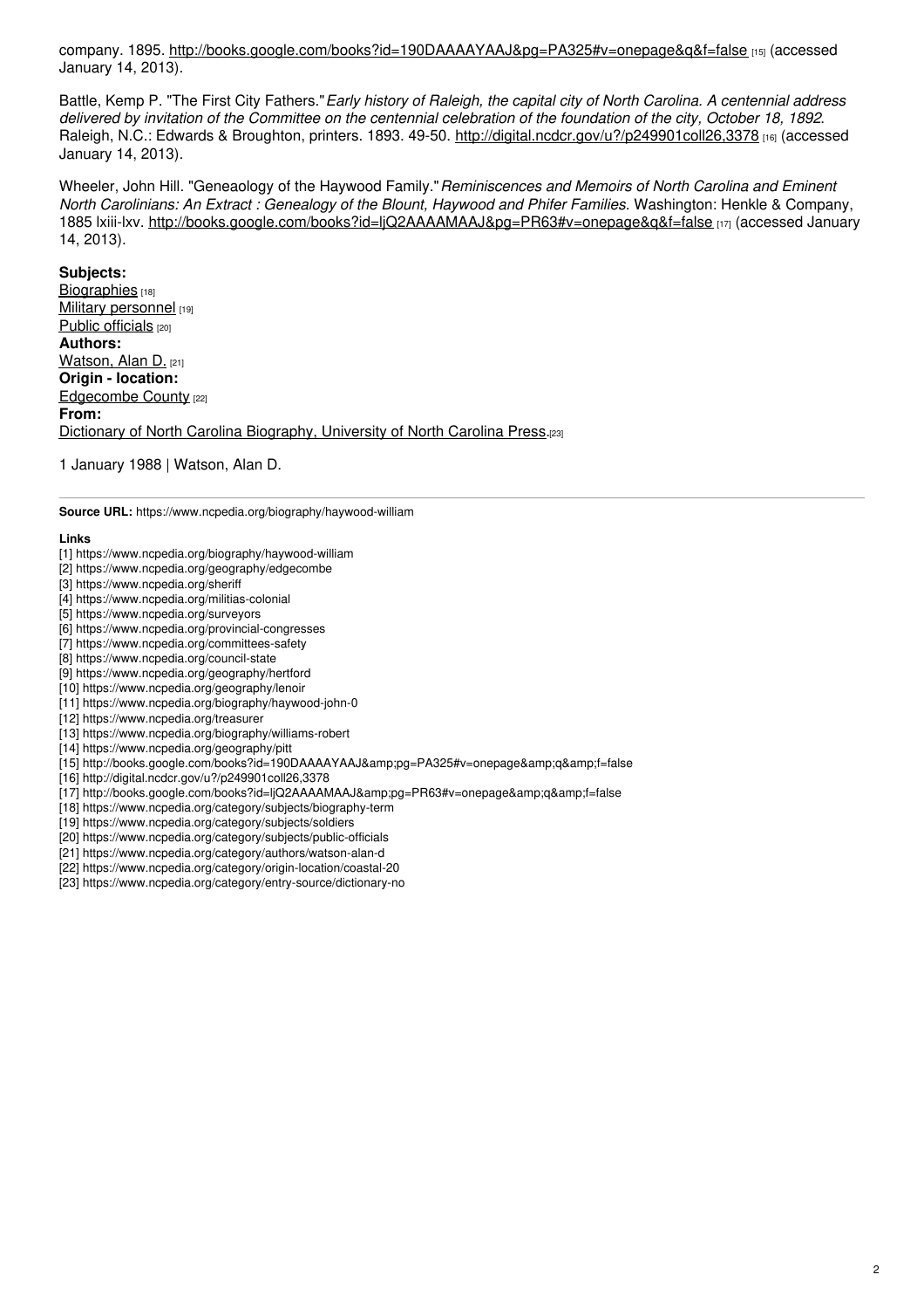company. 1895. http://books.google.com/books?id=190DAAAAYAAJ&pg=PA325#v=onepage&q&f=false [15] (accessed January 14, 2013).

Battle, Kemp P. "The First City Fathers." *Early history of Raleigh, the capital city of North Carolina. A centennial address delivered by invitation of the Committee on the centennial celebration of the foundation of the city, October 18, 1892.* Raleigh, N.C.: Edwards & Broughton, printers. 1893. 49-50. http://digital.ncdcr.gov/u?/p249901coll26,3378 [16] (accessed January 14, 2013).

Wheeler, John Hill. "Geneaology of the Haywood Family." *Reminiscences and Memoirs of North Carolina and Eminent North Carolinians: An Extract : Genealogy of the Blount, Haywood and Phifer Families.* Washington: Henkle & Company, 1885 lxiii-lxv. http://books.google.com/books?id=ljQ2AAAAMAAJ&pg=PR63#v=onepage&q&f=false [17] (accessed January 14, 2013).

**Subjects:**
Biographies [18]
Military personnel [19]
Public officials [20]
**Authors:**
Watson, Alan D. [21]
**Origin - location:**
Edgecombe County [22]
**From:**
Dictionary of North Carolina Biography, University of North Carolina Press.[23]

1 January 1988 | Watson, Alan D.

**Source URL:** https://www.ncpedia.org/biography/haywood-william

**Links**
[1] https://www.ncpedia.org/biography/haywood-william
[2] https://www.ncpedia.org/geography/edgecombe
[3] https://www.ncpedia.org/sheriff
[4] https://www.ncpedia.org/militias-colonial
[5] https://www.ncpedia.org/surveyors
[6] https://www.ncpedia.org/provincial-congresses
[7] https://www.ncpedia.org/committees-safety
[8] https://www.ncpedia.org/council-state
[9] https://www.ncpedia.org/geography/hertford
[10] https://www.ncpedia.org/geography/lenoir
[11] https://www.ncpedia.org/biography/haywood-john-0
[12] https://www.ncpedia.org/treasurer
[13] https://www.ncpedia.org/biography/williams-robert
[14] https://www.ncpedia.org/geography/pitt
[15] http://books.google.com/books?id=190DAAAAYAAJ&amp;pg=PA325#v=onepage&amp;q&amp;f=false
[16] http://digital.ncdcr.gov/u?/p249901coll26,3378
[17] http://books.google.com/books?id=ljQ2AAAAMAAJ&amp;pg=PR63#v=onepage&amp;q&amp;f=false
[18] https://www.ncpedia.org/category/subjects/biography-term
[19] https://www.ncpedia.org/category/subjects/soldiers
[20] https://www.ncpedia.org/category/subjects/public-officials
[21] https://www.ncpedia.org/category/authors/watson-alan-d
[22] https://www.ncpedia.org/category/origin-location/coastal-20
[23] https://www.ncpedia.org/category/entry-source/dictionary-no